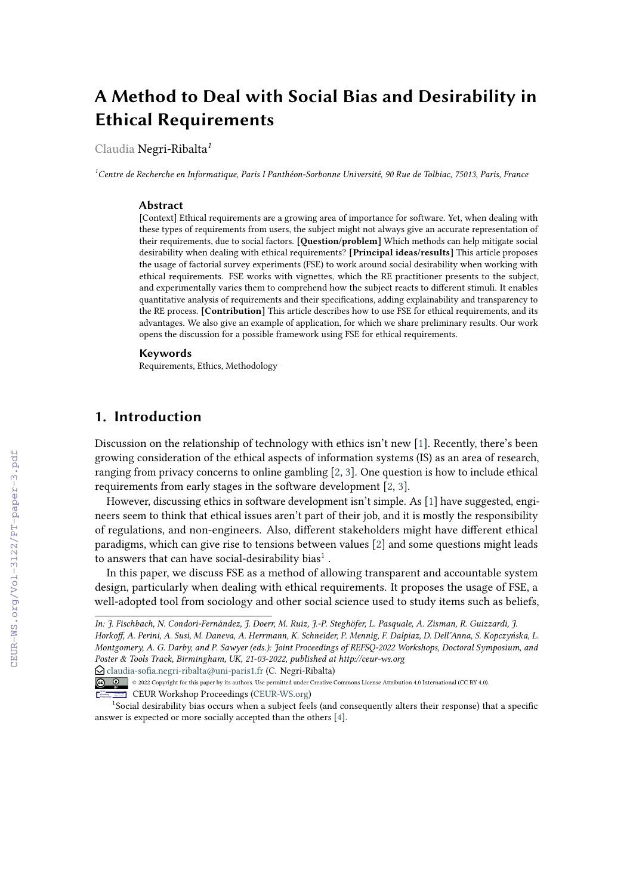# A Method to Deal with Social Bias and Desirability in Ethical Requirements

Claudia Negri-Ribalta[1]

[1]Centre de Recherche en Informatique, Paris I Panthéon-Sorbonne Université, 90 Rue de Tolbiac, 75013, Paris, France

### Abstract

[Context] Ethical requirements are a growing area of importance for software. Yet, when dealing with these types of requirements from users, the subject might not always give an accurate representation of their requirements, due to social factors. **[Question/problem]** Which methods can help mitigate social desirability when dealing with ethical requirements? **[Principal ideas/results]** This article proposes the usage of factorial survey experiments (FSE) to work around social desirability when working with ethical requirements. FSE works with vignettes, which the RE practitioner presents to the subject, and experimentally varies them to comprehend how the subject reacts to different stimuli. It enables quantitative analysis of requirements and their specifications, adding explainability and transparency to the RE process. **[Contribution]** This article describes how to use FSE for ethical requirements, and its advantages. We also give an example of application, for which we share preliminary results. Our work opens the discussion for a possible framework using FSE for ethical requirements.

### Keywords

Requirements, Ethics, Methodology

## 1. Introduction

Discussion on the relationship of technology with ethics isn't new [1]. Recently, there's been growing consideration of the ethical aspects of information systems (IS) as an area of research, ranging from privacy concerns to online gambling [2, 3]. One question is how to include ethical requirements from early stages in the software development [2, 3].

However, discussing ethics in software development isn't simple. As [1] have suggested, engineers seem to think that ethical issues aren't part of their job, and it is mostly the responsibility of regulations, and non-engineers. Also, different stakeholders might have different ethical paradigms, which can give rise to tensions between values [2] and some questions might leads to answers that can have social-desirability bias[1] .

In this paper, we discuss FSE as a method of allowing transparent and accountable system design, particularly when dealing with ethical requirements. It proposes the usage of FSE, a well-adopted tool from sociology and other social science used to study items such as beliefs,

*In: J. Fischbach, N. Condori-Fernández, J. Doerr, M. Ruiz, J.-P. Steghöfer, L. Pasquale, A. Zisman, R. Guizzardi, J. Horkoff, A. Perini, A. Susi, M. Daneva, A. Herrmann, K. Schneider, P. Mennig, F. Dalpiaz, D. Dell'Anna, S. Kopczyńska, L. Montgomery, A. G. Darby, and P. Sawyer (eds.): Joint Proceedings of REFSQ-2022 Workshops, Doctoral Symposium, and Poster & Tools Track, Birmingham, UK, 21-03-2022, published at http://ceur-ws.org*

claudia-sofia.negri-ribalta@uni-paris1.fr (C. Negri-Ribalta)

© 2022 Copyright for this paper by its authors. Use permitted under Creative Commons License Attribution 4.0 International (CC BY 4.0).

CEUR Workshop Proceedings (CEUR-WS.org)

[1]Social desirability bias occurs when a subject feels (and consequently alters their response) that a specific answer is expected or more socially accepted than the others [4].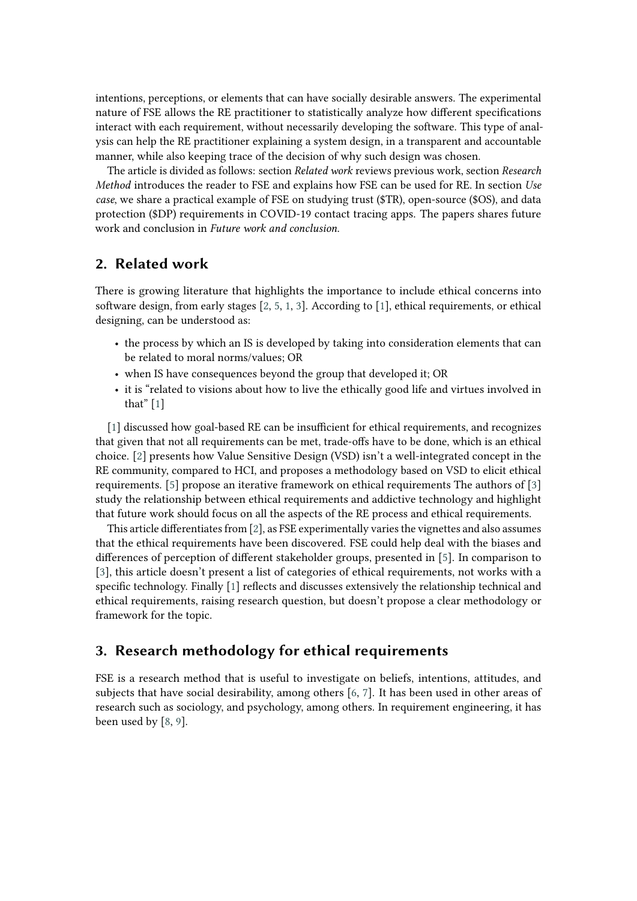intentions, perceptions, or elements that can have socially desirable answers. The experimental nature of FSE allows the RE practitioner to statistically analyze how different specifications interact with each requirement, without necessarily developing the software. This type of analysis can help the RE practitioner explaining a system design, in a transparent and accountable manner, while also keeping trace of the decision of why such design was chosen.

The article is divided as follows: section *Related work* reviews previous work, section *Research Method* introduces the reader to FSE and explains how FSE can be used for RE. In section *Use case*, we share a practical example of FSE on studying trust ($TR), open-source ($OS), and data protection ($DP) requirements in COVID-19 contact tracing apps. The papers shares future work and conclusion in *Future work and conclusion*.

## 2. Related work

There is growing literature that highlights the importance to include ethical concerns into software design, from early stages [2, 5, 1, 3]. According to [1], ethical requirements, or ethical designing, can be understood as:

- the process by which an IS is developed by taking into consideration elements that can be related to moral norms/values; OR
- when IS have consequences beyond the group that developed it; OR
- it is "related to visions about how to live the ethically good life and virtues involved in that" [1]

[1] discussed how goal-based RE can be insufficient for ethical requirements, and recognizes that given that not all requirements can be met, trade-offs have to be done, which is an ethical choice. [2] presents how Value Sensitive Design (VSD) isn't a well-integrated concept in the RE community, compared to HCI, and proposes a methodology based on VSD to elicit ethical requirements. [5] propose an iterative framework on ethical requirements The authors of [3] study the relationship between ethical requirements and addictive technology and highlight that future work should focus on all the aspects of the RE process and ethical requirements.

This article differentiates from [2], as FSE experimentally varies the vignettes and also assumes that the ethical requirements have been discovered. FSE could help deal with the biases and differences of perception of different stakeholder groups, presented in [5]. In comparison to [3], this article doesn't present a list of categories of ethical requirements, not works with a specific technology. Finally [1] reflects and discusses extensively the relationship technical and ethical requirements, raising research question, but doesn't propose a clear methodology or framework for the topic.

## 3. Research methodology for ethical requirements

FSE is a research method that is useful to investigate on beliefs, intentions, attitudes, and subjects that have social desirability, among others [6, 7]. It has been used in other areas of research such as sociology, and psychology, among others. In requirement engineering, it has been used by [8, 9].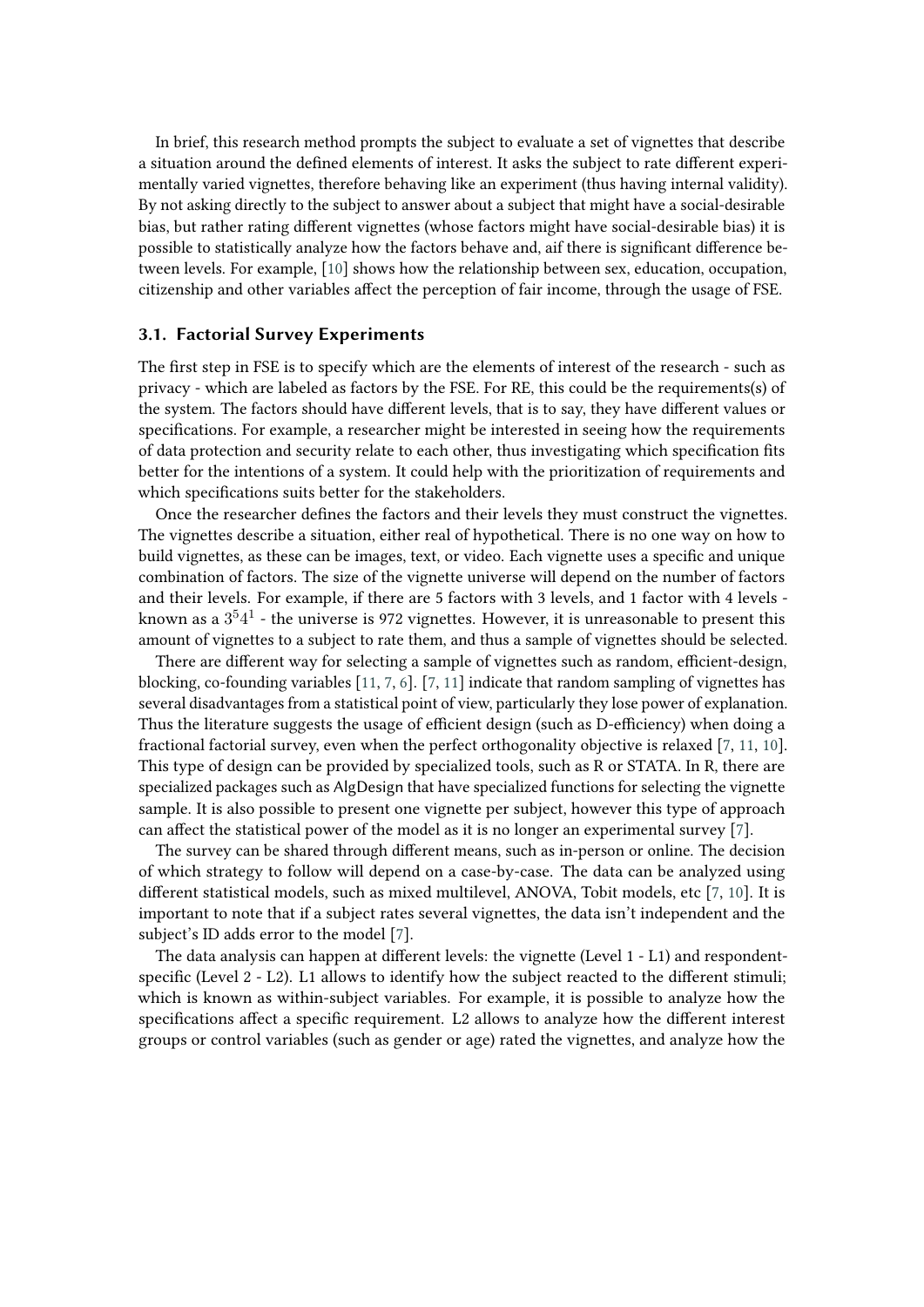In brief, this research method prompts the subject to evaluate a set of vignettes that describe a situation around the defined elements of interest. It asks the subject to rate different experimentally varied vignettes, therefore behaving like an experiment (thus having internal validity). By not asking directly to the subject to answer about a subject that might have a social-desirable bias, but rather rating different vignettes (whose factors might have social-desirable bias) it is possible to statistically analyze how the factors behave and, aif there is significant difference between levels. For example, [10] shows how the relationship between sex, education, occupation, citizenship and other variables affect the perception of fair income, through the usage of FSE.

### 3.1. Factorial Survey Experiments

The first step in FSE is to specify which are the elements of interest of the research - such as privacy - which are labeled as factors by the FSE. For RE, this could be the requirements(s) of the system. The factors should have different levels, that is to say, they have different values or specifications. For example, a researcher might be interested in seeing how the requirements of data protection and security relate to each other, thus investigating which specification fits better for the intentions of a system. It could help with the prioritization of requirements and which specifications suits better for the stakeholders.

Once the researcher defines the factors and their levels they must construct the vignettes. The vignettes describe a situation, either real of hypothetical. There is no one way on how to build vignettes, as these can be images, text, or video. Each vignette uses a specific and unique combination of factors. The size of the vignette universe will depend on the number of factors and their levels. For example, if there are 5 factors with 3 levels, and 1 factor with 4 levels - known as a $3^5 4^1$ - the universe is 972 vignettes. However, it is unreasonable to present this amount of vignettes to a subject to rate them, and thus a sample of vignettes should be selected.

There are different way for selecting a sample of vignettes such as random, efficient-design, blocking, co-founding variables [11, 7, 6]. [7, 11] indicate that random sampling of vignettes has several disadvantages from a statistical point of view, particularly they lose power of explanation. Thus the literature suggests the usage of efficient design (such as D-efficiency) when doing a fractional factorial survey, even when the perfect orthogonality objective is relaxed [7, 11, 10]. This type of design can be provided by specialized tools, such as R or STATA. In R, there are specialized packages such as AlgDesign that have specialized functions for selecting the vignette sample. It is also possible to present one vignette per subject, however this type of approach can affect the statistical power of the model as it is no longer an experimental survey [7].

The survey can be shared through different means, such as in-person or online. The decision of which strategy to follow will depend on a case-by-case. The data can be analyzed using different statistical models, such as mixed multilevel, ANOVA, Tobit models, etc [7, 10]. It is important to note that if a subject rates several vignettes, the data isn't independent and the subject's ID adds error to the model [7].

The data analysis can happen at different levels: the vignette (Level 1 - L1) and respondent-specific (Level 2 - L2). L1 allows to identify how the subject reacted to the different stimuli; which is known as within-subject variables. For example, it is possible to analyze how the specifications affect a specific requirement. L2 allows to analyze how the different interest groups or control variables (such as gender or age) rated the vignettes, and analyze how the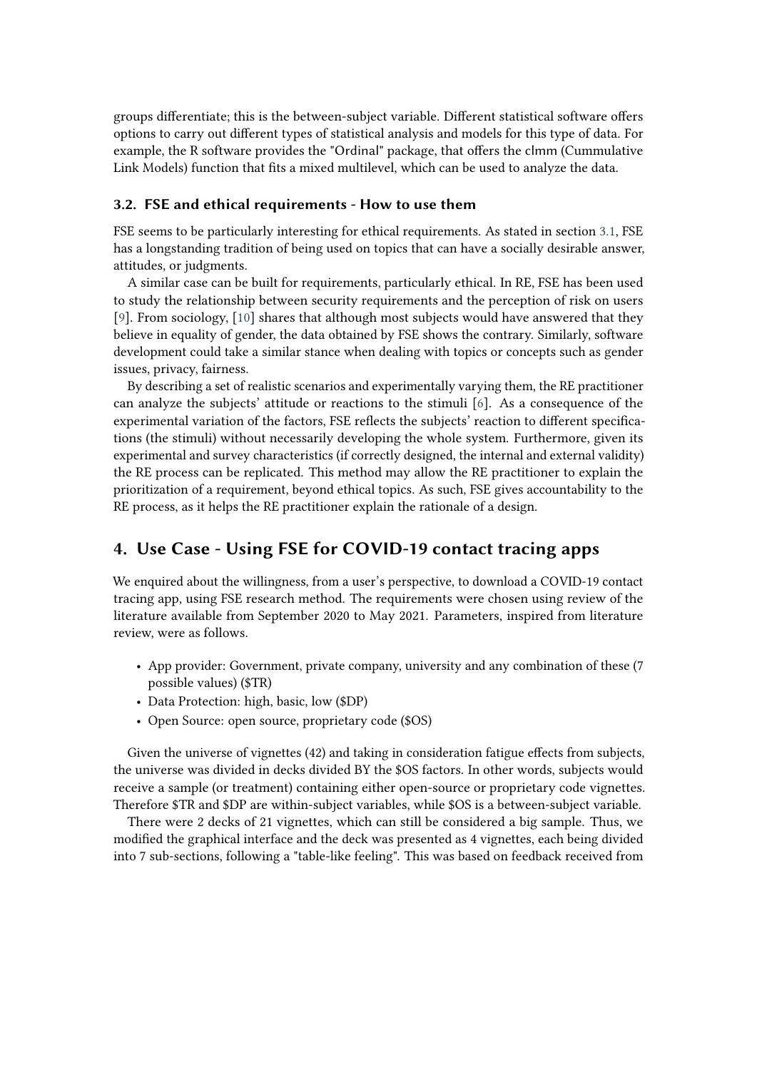groups differentiate; this is the between-subject variable. Different statistical software offers options to carry out different types of statistical analysis and models for this type of data. For example, the R software provides the "Ordinal" package, that offers the clmm (Cummulative Link Models) function that fits a mixed multilevel, which can be used to analyze the data.

### 3.2. FSE and ethical requirements - How to use them

FSE seems to be particularly interesting for ethical requirements. As stated in section 3.1, FSE has a longstanding tradition of being used on topics that can have a socially desirable answer, attitudes, or judgments.

A similar case can be built for requirements, particularly ethical. In RE, FSE has been used to study the relationship between security requirements and the perception of risk on users [9]. From sociology, [10] shares that although most subjects would have answered that they believe in equality of gender, the data obtained by FSE shows the contrary. Similarly, software development could take a similar stance when dealing with topics or concepts such as gender issues, privacy, fairness.

By describing a set of realistic scenarios and experimentally varying them, the RE practitioner can analyze the subjects' attitude or reactions to the stimuli [6]. As a consequence of the experimental variation of the factors, FSE reflects the subjects' reaction to different specifications (the stimuli) without necessarily developing the whole system. Furthermore, given its experimental and survey characteristics (if correctly designed, the internal and external validity) the RE process can be replicated. This method may allow the RE practitioner to explain the prioritization of a requirement, beyond ethical topics. As such, FSE gives accountability to the RE process, as it helps the RE practitioner explain the rationale of a design.

## 4. Use Case - Using FSE for COVID-19 contact tracing apps

We enquired about the willingness, from a user's perspective, to download a COVID-19 contact tracing app, using FSE research method. The requirements were chosen using review of the literature available from September 2020 to May 2021. Parameters, inspired from literature review, were as follows.

- App provider: Government, private company, university and any combination of these (7 possible values) ($TR)
- Data Protection: high, basic, low ($DP)
- Open Source: open source, proprietary code ($OS)

Given the universe of vignettes (42) and taking in consideration fatigue effects from subjects, the universe was divided in decks divided BY the $OS factors. In other words, subjects would receive a sample (or treatment) containing either open-source or proprietary code vignettes. Therefore $TR and $DP are within-subject variables, while $OS is a between-subject variable.

There were 2 decks of 21 vignettes, which can still be considered a big sample. Thus, we modified the graphical interface and the deck was presented as 4 vignettes, each being divided into 7 sub-sections, following a "table-like feeling". This was based on feedback received from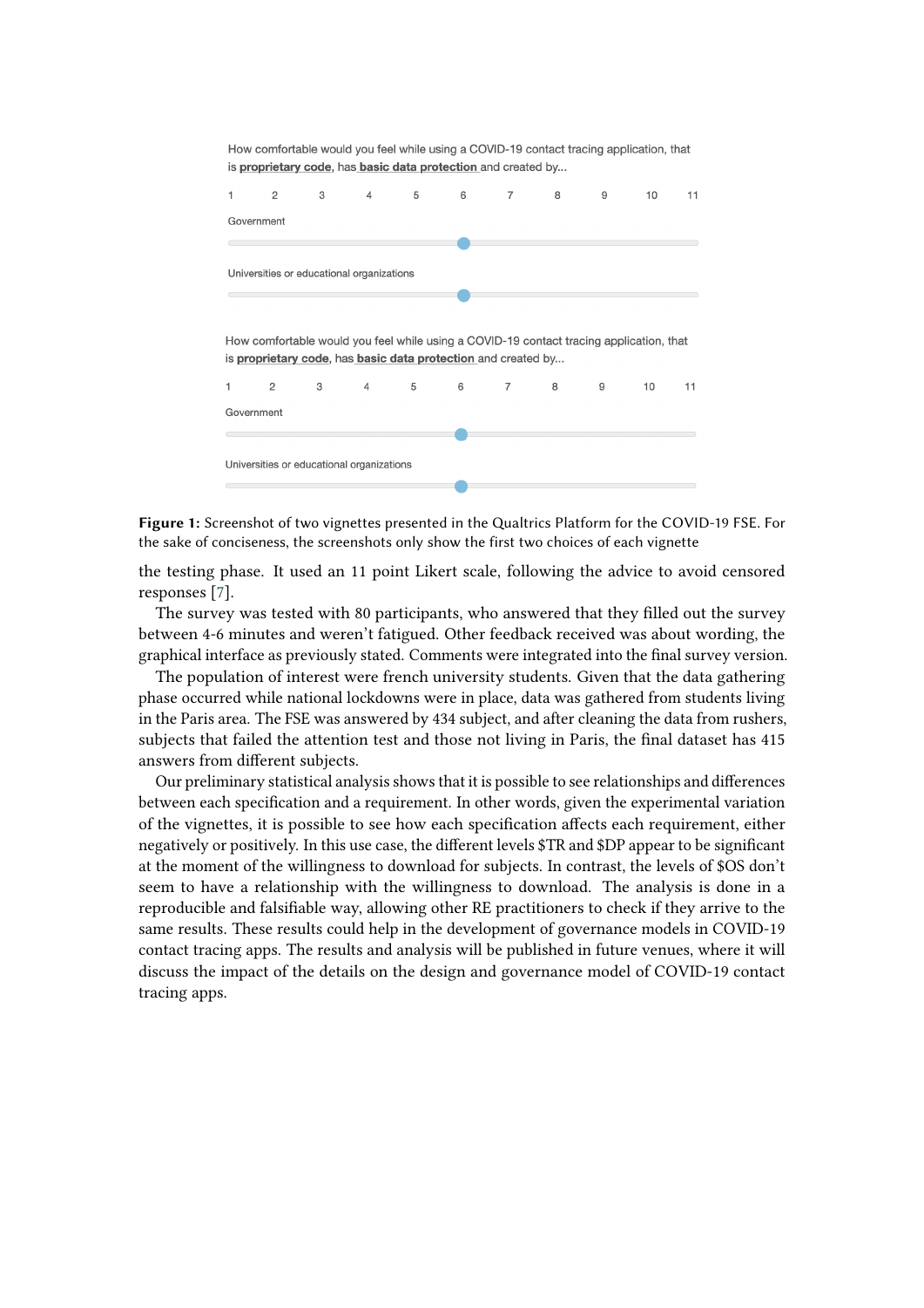How comfortable would you feel while using a COVID-19 contact tracing application, that is **proprietary code**, has **basic data protection** and created by...

1 2 3 4 5 6 7 8 9 10 11

Government

Universities or educational organizations

How comfortable would you feel while using a COVID-19 contact tracing application, that is **proprietary code**, has **basic data protection** and created by...

1 2 3 4 5 6 7 8 9 10 11

Government

Universities or educational organizations

**Figure 1:** Screenshot of two vignettes presented in the Qualtrics Platform for the COVID-19 FSE. For the sake of conciseness, the screenshots only show the first two choices of each vignette

the testing phase. It used an 11 point Likert scale, following the advice to avoid censored responses [7].

The survey was tested with 80 participants, who answered that they filled out the survey between 4-6 minutes and weren't fatigued. Other feedback received was about wording, the graphical interface as previously stated. Comments were integrated into the final survey version.

The population of interest were french university students. Given that the data gathering phase occurred while national lockdowns were in place, data was gathered from students living in the Paris area. The FSE was answered by 434 subject, and after cleaning the data from rushers, subjects that failed the attention test and those not living in Paris, the final dataset has 415 answers from different subjects.

Our preliminary statistical analysis shows that it is possible to see relationships and differences between each specification and a requirement. In other words, given the experimental variation of the vignettes, it is possible to see how each specification affects each requirement, either negatively or positively. In this use case, the different levels $TR and $DP appear to be significant at the moment of the willingness to download for subjects. In contrast, the levels of $OS don't seem to have a relationship with the willingness to download. The analysis is done in a reproducible and falsifiable way, allowing other RE practitioners to check if they arrive to the same results. These results could help in the development of governance models in COVID-19 contact tracing apps. The results and analysis will be published in future venues, where it will discuss the impact of the details on the design and governance model of COVID-19 contact tracing apps.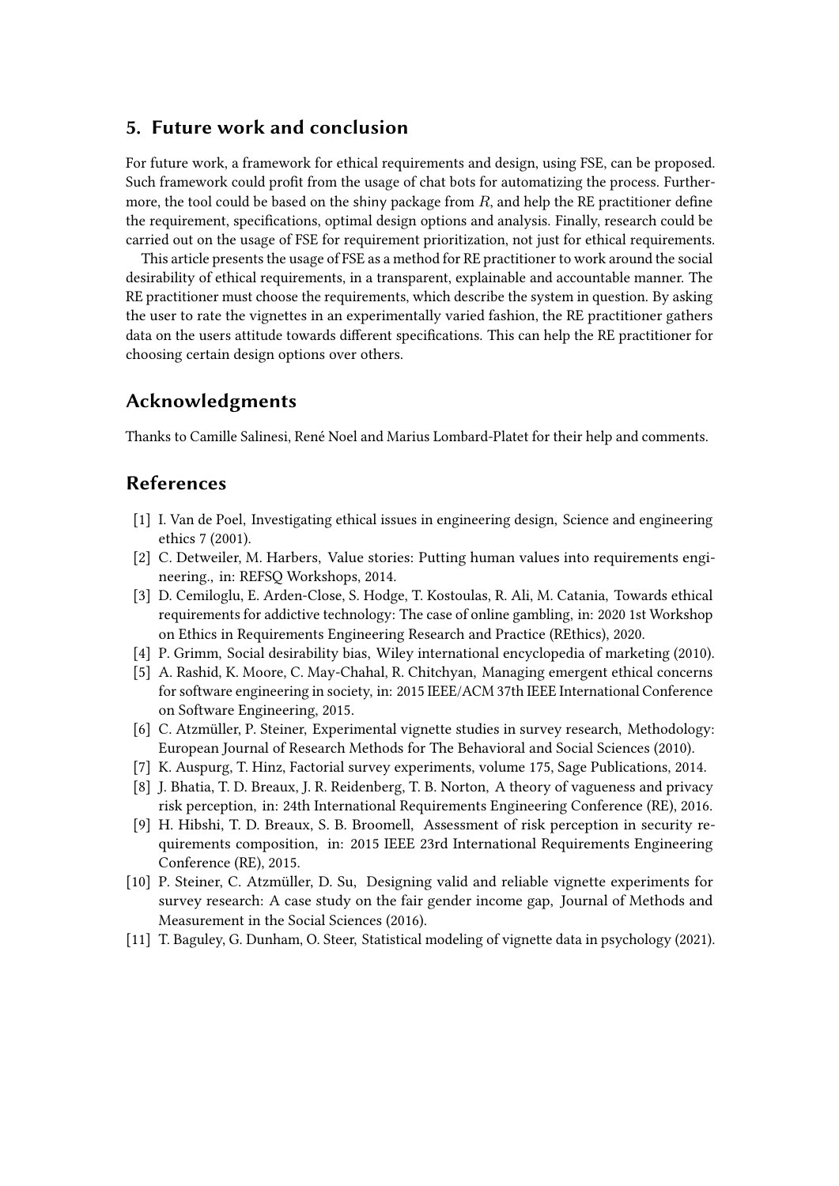## 5. Future work and conclusion

For future work, a framework for ethical requirements and design, using FSE, can be proposed. Such framework could profit from the usage of chat bots for automatizing the process. Furthermore, the tool could be based on the shiny package from $R$, and help the RE practitioner define the requirement, specifications, optimal design options and analysis. Finally, research could be carried out on the usage of FSE for requirement prioritization, not just for ethical requirements.

This article presents the usage of FSE as a method for RE practitioner to work around the social desirability of ethical requirements, in a transparent, explainable and accountable manner. The RE practitioner must choose the requirements, which describe the system in question. By asking the user to rate the vignettes in an experimentally varied fashion, the RE practitioner gathers data on the users attitude towards different specifications. This can help the RE practitioner for choosing certain design options over others.

## Acknowledgments

Thanks to Camille Salinesi, René Noel and Marius Lombard-Platet for their help and comments.

## References

[1] I. Van de Poel, Investigating ethical issues in engineering design, Science and engineering ethics 7 (2001).

[2] C. Detweiler, M. Harbers, Value stories: Putting human values into requirements engineering., in: REFSQ Workshops, 2014.

[3] D. Cemiloglu, E. Arden-Close, S. Hodge, T. Kostoulas, R. Ali, M. Catania, Towards ethical requirements for addictive technology: The case of online gambling, in: 2020 1st Workshop on Ethics in Requirements Engineering Research and Practice (REthics), 2020.

[4] P. Grimm, Social desirability bias, Wiley international encyclopedia of marketing (2010).

[5] A. Rashid, K. Moore, C. May-Chahal, R. Chitchyan, Managing emergent ethical concerns for software engineering in society, in: 2015 IEEE/ACM 37th IEEE International Conference on Software Engineering, 2015.

[6] C. Atzmüller, P. Steiner, Experimental vignette studies in survey research, Methodology: European Journal of Research Methods for The Behavioral and Social Sciences (2010).

[7] K. Auspurg, T. Hinz, Factorial survey experiments, volume 175, Sage Publications, 2014.

[8] J. Bhatia, T. D. Breaux, J. R. Reidenberg, T. B. Norton, A theory of vagueness and privacy risk perception, in: 24th International Requirements Engineering Conference (RE), 2016.

[9] H. Hibshi, T. D. Breaux, S. B. Broomell, Assessment of risk perception in security requirements composition, in: 2015 IEEE 23rd International Requirements Engineering Conference (RE), 2015.

[10] P. Steiner, C. Atzmüller, D. Su, Designing valid and reliable vignette experiments for survey research: A case study on the fair gender income gap, Journal of Methods and Measurement in the Social Sciences (2016).

[11] T. Baguley, G. Dunham, O. Steer, Statistical modeling of vignette data in psychology (2021).